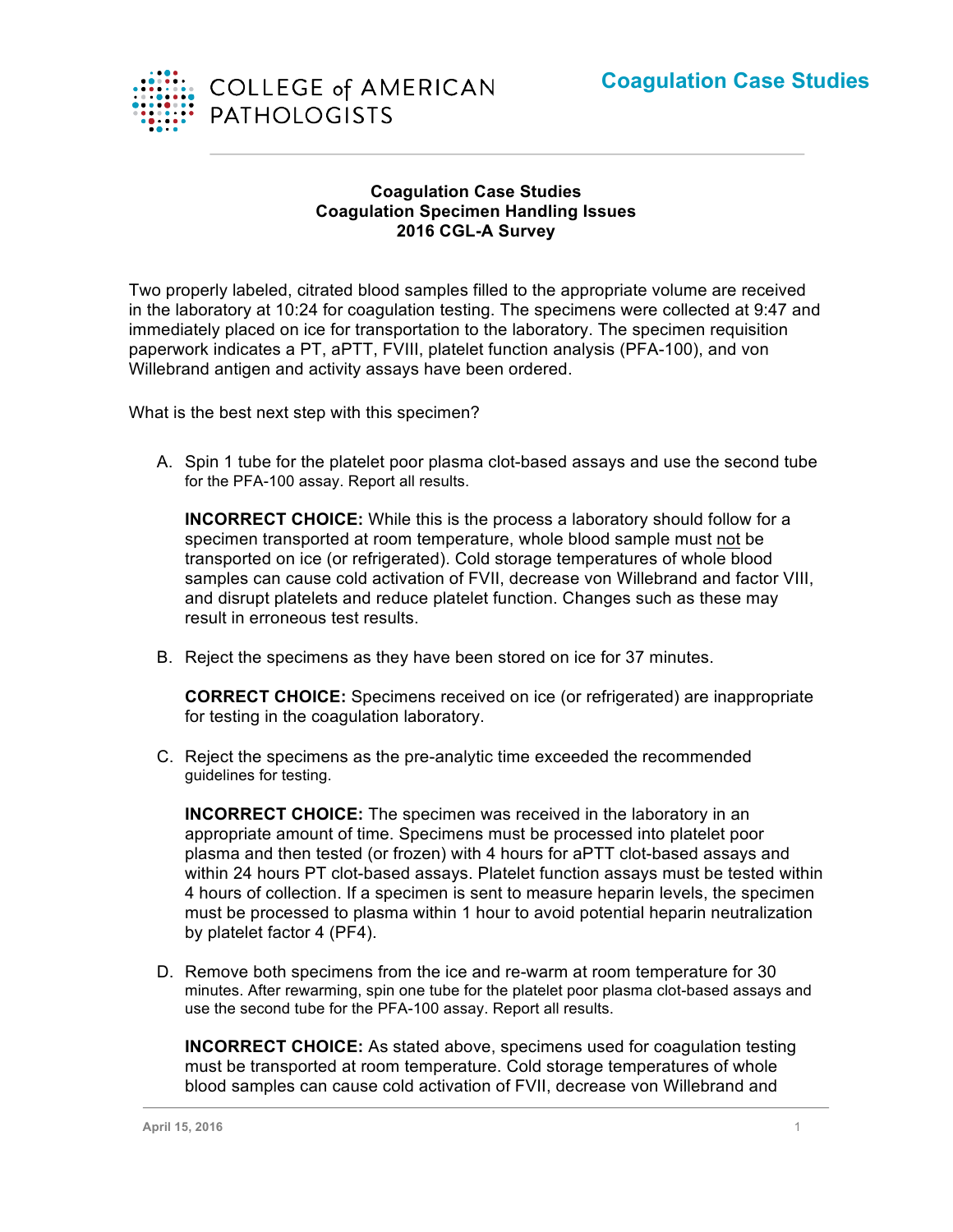# Coagulation Case Studies

## Coagulation Case Studies
## Coagulation Specimen Handling Issues
## 2016 CGL-A Survey

Two properly labeled, citrated blood samples filled to the appropriate volume are received in the laboratory at 10:24 for coagulation testing. The specimens were collected at 9:47 and immediately placed on ice for transportation to the laboratory. The specimen requisition paperwork indicates a PT, aPTT, FVIII, platelet function analysis (PFA-100), and von Willebrand antigen and activity assays have been ordered.

What is the best next step with this specimen?

A. Spin 1 tube for the platelet poor plasma clot-based assays and use the second tube for the PFA-100 assay. Report all results.

   **INCORRECT CHOICE:** While this is the process a laboratory should follow for a specimen transported at room temperature, whole blood sample must not be transported on ice (or refrigerated). Cold storage temperatures of whole blood samples can cause cold activation of FVII, decrease von Willebrand and factor VIII, and disrupt platelets and reduce platelet function. Changes such as these may result in erroneous test results.

B. Reject the specimens as they have been stored on ice for 37 minutes.

   **CORRECT CHOICE:** Specimens received on ice (or refrigerated) are inappropriate for testing in the coagulation laboratory.

C. Reject the specimens as the pre-analytic time exceeded the recommended guidelines for testing.

   **INCORRECT CHOICE:** The specimen was received in the laboratory in an appropriate amount of time. Specimens must be processed into platelet poor plasma and then tested (or frozen) with 4 hours for aPTT clot-based assays and within 24 hours PT clot-based assays. Platelet function assays must be tested within 4 hours of collection. If a specimen is sent to measure heparin levels, the specimen must be processed to plasma within 1 hour to avoid potential heparin neutralization by platelet factor 4 (PF4).

D. Remove both specimens from the ice and re-warm at room temperature for 30 minutes. After rewarming, spin one tube for the platelet poor plasma clot-based assays and use the second tube for the PFA-100 assay. Report all results.

   **INCORRECT CHOICE:** As stated above, specimens used for coagulation testing must be transported at room temperature. Cold storage temperatures of whole blood samples can cause cold activation of FVII, decrease von Willebrand and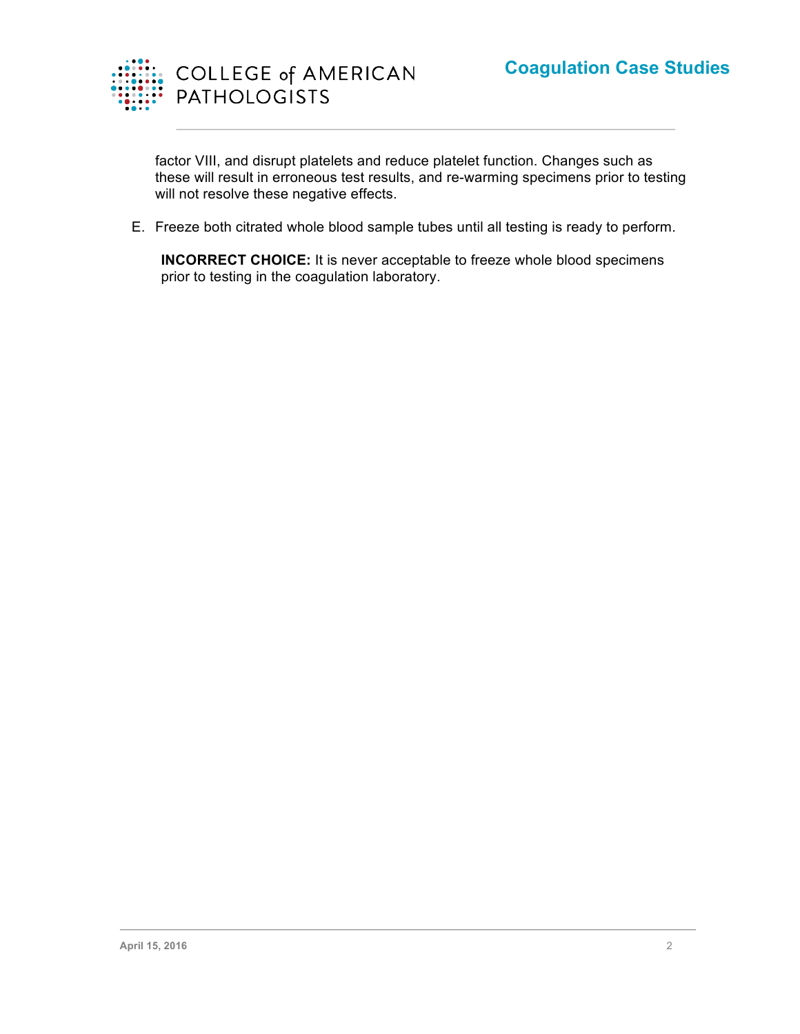factor VIII, and disrupt platelets and reduce platelet function. Changes such as these will result in erroneous test results, and re-warming specimens prior to testing will not resolve these negative effects.

E. Freeze both citrated whole blood sample tubes until all testing is ready to perform.

   **INCORRECT CHOICE:** It is never acceptable to freeze whole blood specimens prior to testing in the coagulation laboratory.